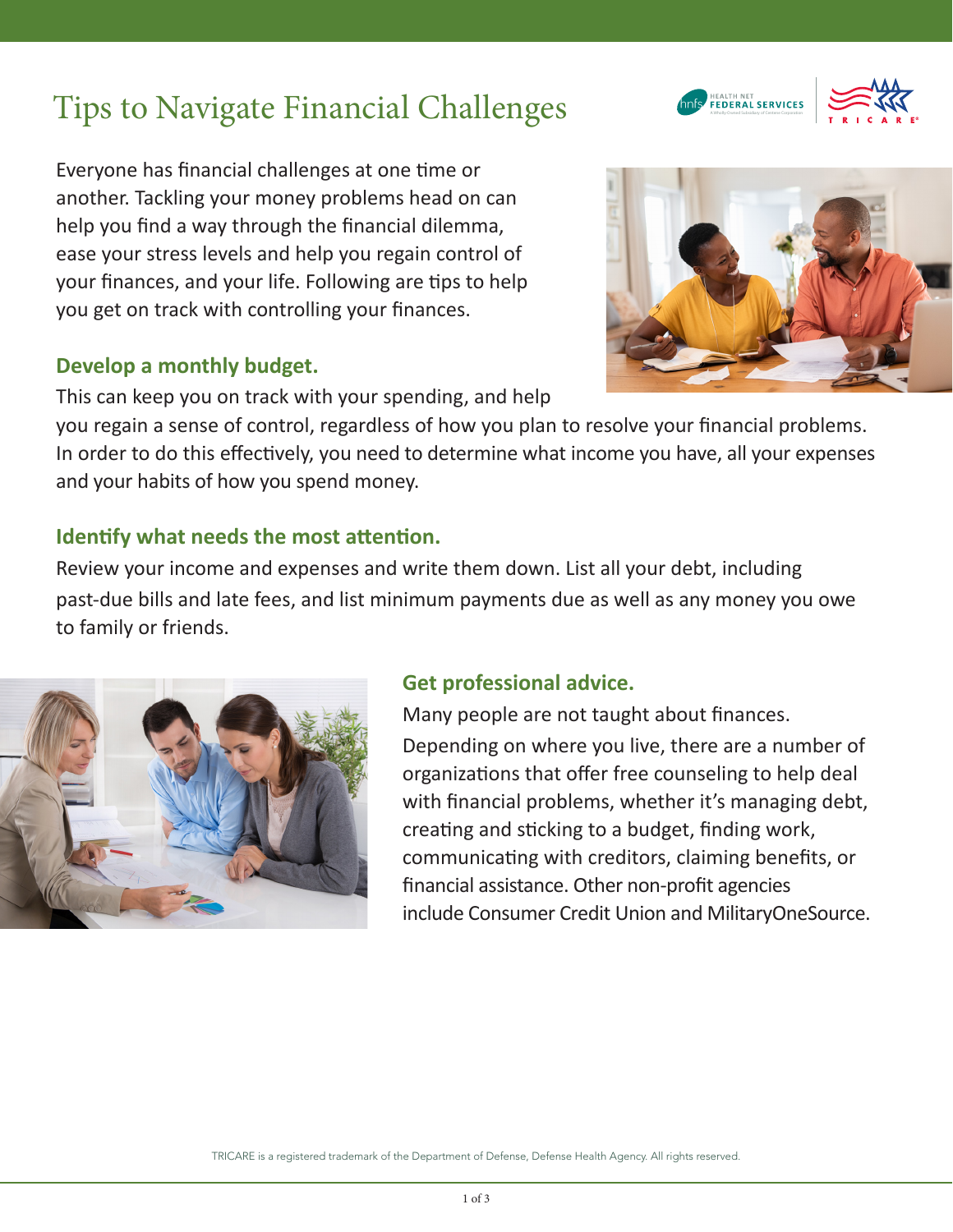# Tips to Navigate Financial Challenges

Everyone has financial challenges at one time or another. Tackling your money problems head on can help you find a way through the financial dilemma, ease your stress levels and help you regain control of your finances, and your life. Following are tips to help you get on track with controlling your finances.

## Develop a monthly budget.

This can keep you on track with your spending, and help you regain a sense of control, regardless of how you plan to resolve your financial problems. In order to do this effectively, you need to determine what income you have, all your expenses and your habits of how you spend money.

## Identify what needs the most attention.

Review your income and expenses and write them down. List all your debt, including past-due bills and late fees, and list minimum payments due as well as any money you owe to family or friends.

## Get professional advice.

Many people are not taught about finances. Depending on where you live, there are a number of organizations that offer free counseling to help deal with financial problems, whether it's managing debt, creating and sticking to a budget, finding work, communicating with creditors, claiming benefits, or financial assistance. Other non-profit agencies include Consumer Credit Union and MilitaryOneSource.

TRICARE is a registered trademark of the Department of Defense, Defense Health Agency. All rights reserved.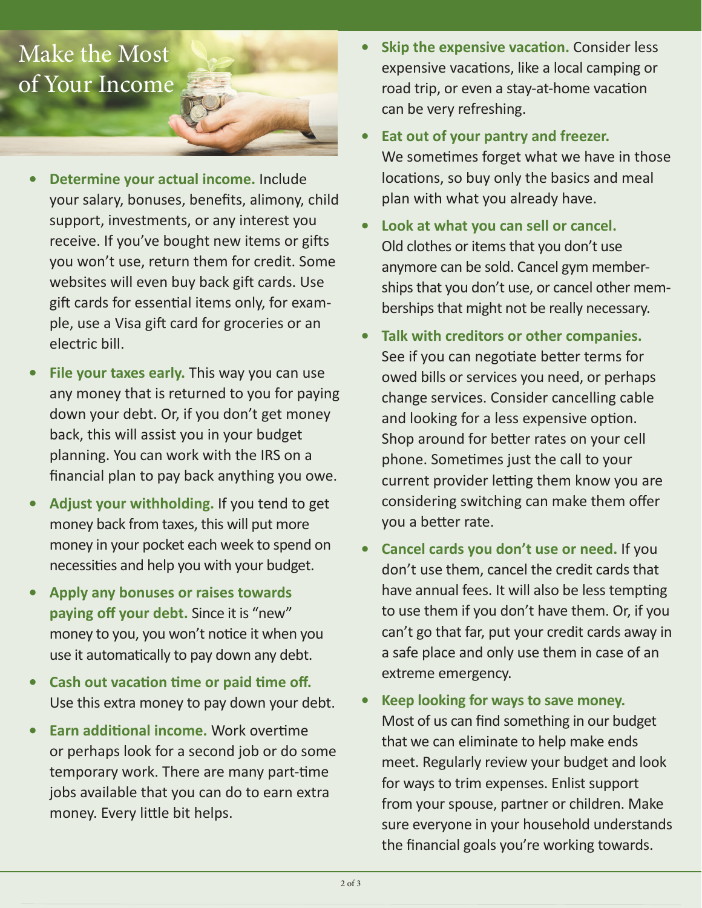# Make the Most of Your Income

- **Determine your actual income.** Include your salary, bonuses, benefits, alimony, child support, investments, or any interest you receive. If you've bought new items or gifts you won't use, return them for credit. Some websites will even buy back gift cards. Use gift cards for essential items only, for example, use a Visa gift card for groceries or an electric bill.
- **File your taxes early.** This way you can use any money that is returned to you for paying down your debt. Or, if you don't get money back, this will assist you in your budget planning. You can work with the IRS on a financial plan to pay back anything you owe.
- **Adjust your withholding.** If you tend to get money back from taxes, this will put more money in your pocket each week to spend on necessities and help you with your budget.
- **Apply any bonuses or raises towards paying off your debt.** Since it is "new" money to you, you won't notice it when you use it automatically to pay down any debt.
- **Cash out vacation time or paid time off.** Use this extra money to pay down your debt.
- **Earn additional income.** Work overtime or perhaps look for a second job or do some temporary work. There are many part-time jobs available that you can do to earn extra money. Every little bit helps.
- **Skip the expensive vacation.** Consider less expensive vacations, like a local camping or road trip, or even a stay-at-home vacation can be very refreshing.
- **Eat out of your pantry and freezer.** We sometimes forget what we have in those locations, so buy only the basics and meal plan with what you already have.
- **Look at what you can sell or cancel.** Old clothes or items that you don't use anymore can be sold. Cancel gym memberships that you don't use, or cancel other memberships that might not be really necessary.
- **Talk with creditors or other companies.** See if you can negotiate better terms for owed bills or services you need, or perhaps change services. Consider cancelling cable and looking for a less expensive option. Shop around for better rates on your cell phone. Sometimes just the call to your current provider letting them know you are considering switching can make them offer you a better rate.
- **Cancel cards you don't use or need.** If you don't use them, cancel the credit cards that have annual fees. It will also be less tempting to use them if you don't have them. Or, if you can't go that far, put your credit cards away in a safe place and only use them in case of an extreme emergency.
- **Keep looking for ways to save money.** Most of us can find something in our budget that we can eliminate to help make ends meet. Regularly review your budget and look for ways to trim expenses. Enlist support from your spouse, partner or children. Make sure everyone in your household understands the financial goals you're working towards.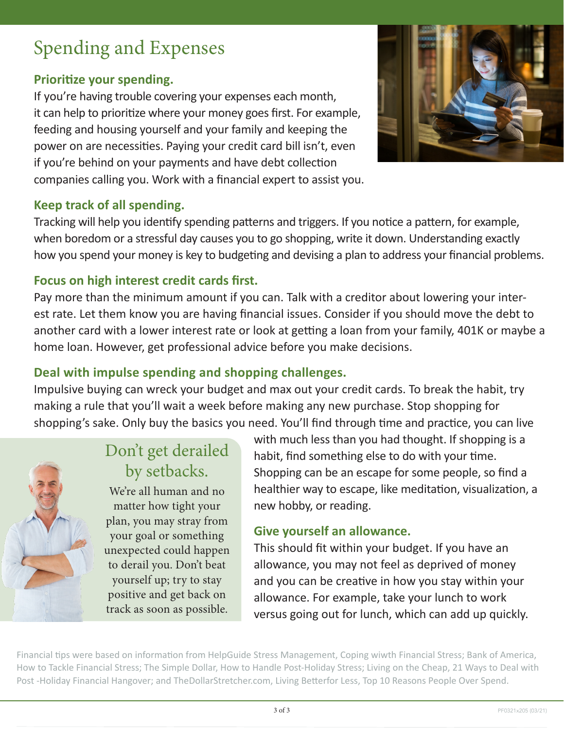# Spending and Expenses

### Prioritize your spending.

If you're having trouble covering your expenses each month, it can help to prioritize where your money goes first. For example, feeding and housing yourself and your family and keeping the power on are necessities. Paying your credit card bill isn't, even if you're behind on your payments and have debt collection companies calling you. Work with a financial expert to assist you.

### Keep track of all spending.

Tracking will help you identify spending patterns and triggers. If you notice a pattern, for example, when boredom or a stressful day causes you to go shopping, write it down. Understanding exactly how you spend your money is key to budgeting and devising a plan to address your financial problems.

### Focus on high interest credit cards first.

Pay more than the minimum amount if you can. Talk with a creditor about lowering your interest rate. Let them know you are having financial issues. Consider if you should move the debt to another card with a lower interest rate or look at getting a loan from your family, 401K or maybe a home loan. However, get professional advice before you make decisions.

### Deal with impulse spending and shopping challenges.

Impulsive buying can wreck your budget and max out your credit cards. To break the habit, try making a rule that you'll wait a week before making any new purchase. Stop shopping for shopping's sake. Only buy the basics you need. You'll find through time and practice, you can live with much less than you had thought. If shopping is a habit, find something else to do with your time. Shopping can be an escape for some people, so find a healthier way to escape, like meditation, visualization, a new hobby, or reading.

### Give yourself an allowance.

This should fit within your budget. If you have an allowance, you may not feel as deprived of money and you can be creative in how you stay within your allowance. For example, take your lunch to work versus going out for lunch, which can add up quickly.

## Don't get derailed by setbacks.

We're all human and no matter how tight your plan, you may stray from your goal or something unexpected could happen to derail you. Don't beat yourself up; try to stay positive and get back on track as soon as possible.

Financial tips were based on information from HelpGuide Stress Management, Coping wiwth Financial Stress; Bank of America, How to Tackle Financial Stress; The Simple Dollar, How to Handle Post-Holiday Stress; Living on the Cheap, 21 Ways to Deal with Post -Holiday Financial Hangover; and TheDollarStretcher.com, Living Betterfor Less, Top 10 Reasons People Over Spend.

PF0321x205 (03/21)